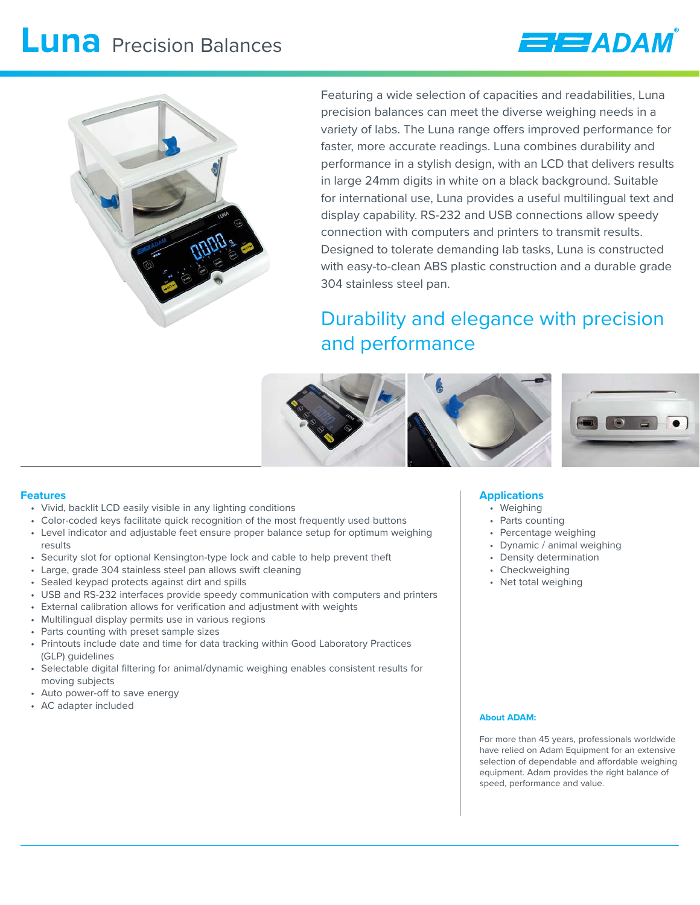# Luna Precision Balances

Featuring a wide selection of capacities and readabilities, Luna precision balances can meet the diverse weighing needs in a variety of labs. The Luna range offers improved performance for faster, more accurate readings. Luna combines durability and performance in a stylish design, with an LCD that delivers results in large 24mm digits in white on a black background. Suitable for international use, Luna provides a useful multilingual text and display capability. RS-232 and USB connections allow speedy connection with computers and printers to transmit results. Designed to tolerate demanding lab tasks, Luna is constructed with easy-to-clean ABS plastic construction and a durable grade 304 stainless steel pan.

## Durability and elegance with precision and performance

### Features

- Vivid, backlit LCD easily visible in any lighting conditions
- Color-coded keys facilitate quick recognition of the most frequently used buttons
- Level indicator and adjustable feet ensure proper balance setup for optimum weighing results
- Security slot for optional Kensington-type lock and cable to help prevent theft
- Large, grade 304 stainless steel pan allows swift cleaning
- Sealed keypad protects against dirt and spills
- USB and RS-232 interfaces provide speedy communication with computers and printers
- External calibration allows for verification and adjustment with weights
- Multilingual display permits use in various regions
- Parts counting with preset sample sizes
- Printouts include date and time for data tracking within Good Laboratory Practices (GLP) guidelines
- Selectable digital filtering for animal/dynamic weighing enables consistent results for moving subjects
- Auto power-off to save energy
- AC adapter included

### Applications

- Weighing
- Parts counting
- Percentage weighing
- Dynamic / animal weighing
- Density determination
- Checkweighing
- Net total weighing

**About ADAM:**

For more than 45 years, professionals worldwide have relied on Adam Equipment for an extensive selection of dependable and affordable weighing equipment. Adam provides the right balance of speed, performance and value.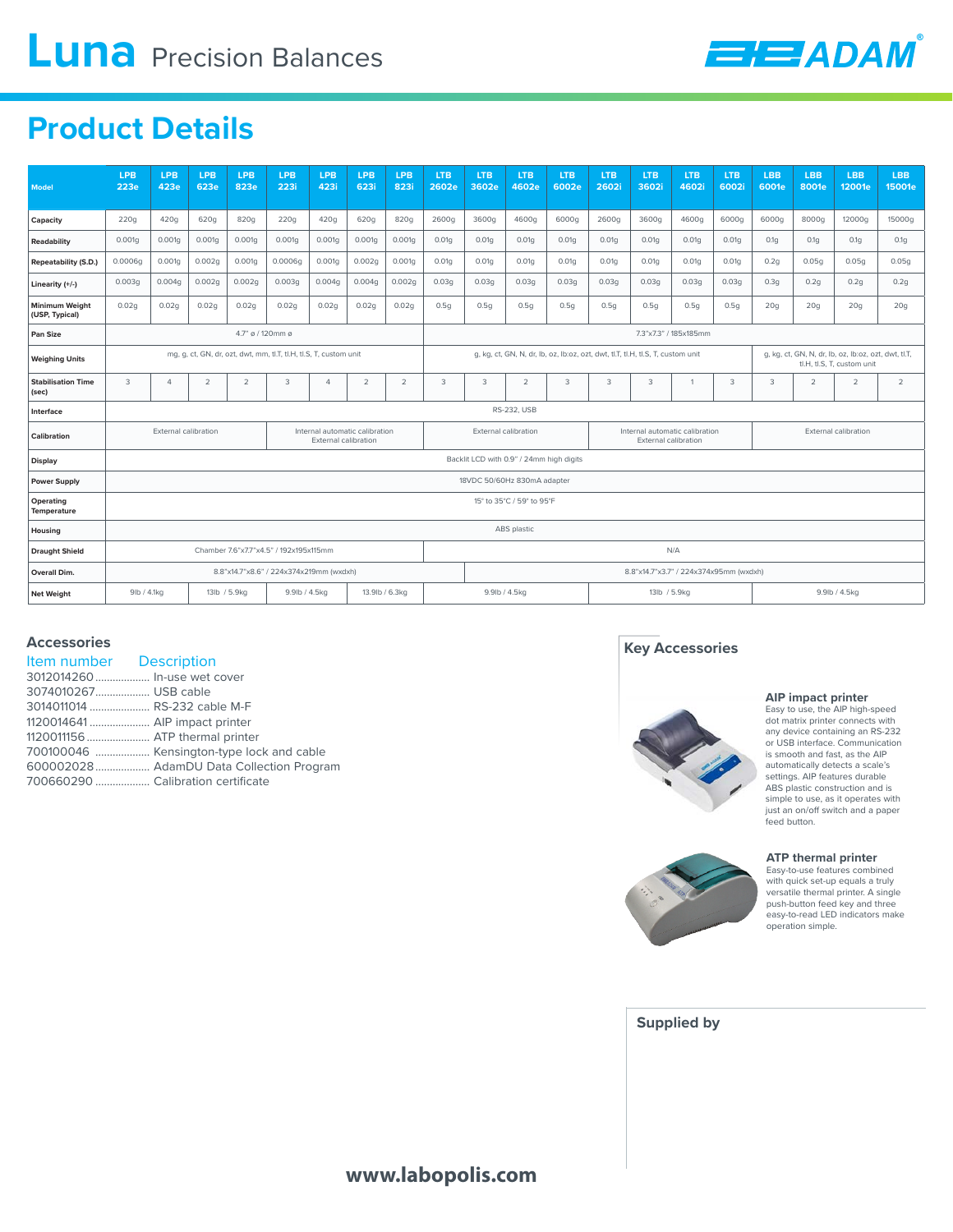# Luna Precision Balances

## Product Details

| Model | LPB 223e | LPB 423e | LPB 623e | LPB 823e | LPB 223i | LPB 423i | LPB 623i | LPB 823i | LTB 2602e | LTB 3602e | LTB 4602e | LTB 6002e | LTB 2602i | LTB 3602i | LTB 4602i | LTB 6002i | LBB 6001e | LBB 8001e | LBB 12001e | LBB 15001e |
|---|---|---|---|---|---|---|---|---|---|---|---|---|---|---|---|---|---|---|---|---|
| Capacity | 220g | 420g | 620g | 820g | 220g | 420g | 620g | 820g | 2600g | 3600g | 4600g | 6000g | 2600g | 3600g | 4600g | 6000g | 6000g | 8000g | 12000g | 15000g |
| Readability | 0.001g | 0.001g | 0.001g | 0.001g | 0.001g | 0.001g | 0.001g | 0.001g | 0.01g | 0.01g | 0.01g | 0.01g | 0.01g | 0.01g | 0.01g | 0.01g | 0.1g | 0.1g | 0.1g | 0.1g |
| Repeatability (S.D.) | 0.0006g | 0.001g | 0.002g | 0.001g | 0.0006g | 0.001g | 0.002g | 0.001g | 0.01g | 0.01g | 0.01g | 0.01g | 0.01g | 0.01g | 0.01g | 0.01g | 0.2g | 0.05g | 0.05g | 0.05g |
| Linearity (+/-) | 0.003g | 0.004g | 0.002g | 0.002g | 0.003g | 0.004g | 0.004g | 0.002g | 0.03g | 0.03g | 0.03g | 0.03g | 0.03g | 0.03g | 0.03g | 0.03g | 0.3g | 0.2g | 0.2g | 0.2g |
| Minimum Weight (USP, Typical) | 0.02g | 0.02g | 0.02g | 0.02g | 0.02g | 0.02g | 0.02g | 0.02g | 0.5g | 0.5g | 0.5g | 0.5g | 0.5g | 0.5g | 0.5g | 0.5g | 20g | 20g | 20g | 20g |
| Pan Size | 4.7" ø / 120mm ø | | | | | | | | 7.3"x7.3" / 185x185mm | | | | | | | | | | | |
| Weighing Units | mg, g, ct, GN, dr, ozt, dwt, mm, tl.T, tl.H, tl.S, T, custom unit | | | | | | | | g, kg, ct, GN, N, dr, lb, oz, lb:oz, ozt, dwt, tl.T, tl.H, tl.S, T, custom unit | | | | | | | | g, kg, ct, GN, N, dr, lb, oz, lb:oz, ozt, dwt, tl.T, tl.H, tl.S, T, custom unit | | | |
| Stabilisation Time (sec) | 3 | 4 | 2 | 2 | 3 | 4 | 2 | 2 | 3 | 3 | 2 | 3 | 3 | 3 | 1 | 3 | 3 | 2 | 2 | 2 |
| Interface | RS-232, USB | | | | | | | | | | | | | | | | | | | |
| Calibration | External calibration | | | | Internal automatic calibration External calibration | | | | External calibration | | | | Internal automatic calibration External calibration | | | | External calibration | | | |
| Display | Backlit LCD with 0.9" / 24mm high digits | | | | | | | | | | | | | | | | | | | |
| Power Supply | 18VDC 50/60Hz 830mA adapter | | | | | | | | | | | | | | | | | | | |
| Operating Temperature | 15° to 35°C / 59° to 95°F | | | | | | | | | | | | | | | | | | | |
| Housing | ABS plastic | | | | | | | | | | | | | | | | | | | |
| Draught Shield | Chamber 7.6"x7.7"x4.5" / 192x195x115mm | | | | | | | | N/A | | | | | | | | | | | |
| Overall Dim. | 8.8"x14.7"x8.6" / 224x374x219mm (wxdxh) | | | | | | | | | 8.8"x14.7"x3.7" / 224x374x95mm (wxdxh) | | | | | | | | | | |
| Net Weight | 9lb / 4.1kg | | 13lb / 5.9kg | | 9.9lb / 4.5kg | | 13.9lb / 6.3kg | | 9.9lb / 4.5kg | | | | 13lb / 5.9kg | | | | 9.9lb / 4.5kg | | | |

### Accessories

| Item number | Description |
|---|---|
| 3012014260 | In-use wet cover |
| 3074010267 | USB cable |
| 3014011014 | RS-232 cable M-F |
| 1120014641 | AIP impact printer |
| 1120011156 | ATP thermal printer |
| 700100046 | Kensington-type lock and cable |
| 600002028 | AdamDU Data Collection Program |
| 700660290 | Calibration certificate |

### Key Accessories

**AIP impact printer**
Easy to use, the AIP high-speed dot matrix printer connects with any device containing an RS-232 or USB interface. Communication is smooth and fast, as the AIP automatically detects a scale's settings. AIP features durable ABS plastic construction and is simple to use, as it operates with just an on/off switch and a paper feed button.

**ATP thermal printer**
Easy-to-use features combined with quick set-up equals a truly versatile thermal printer. A single push-button feed key and three easy-to-read LED indicators make operation simple.

### Supplied by

www.labopolis.com